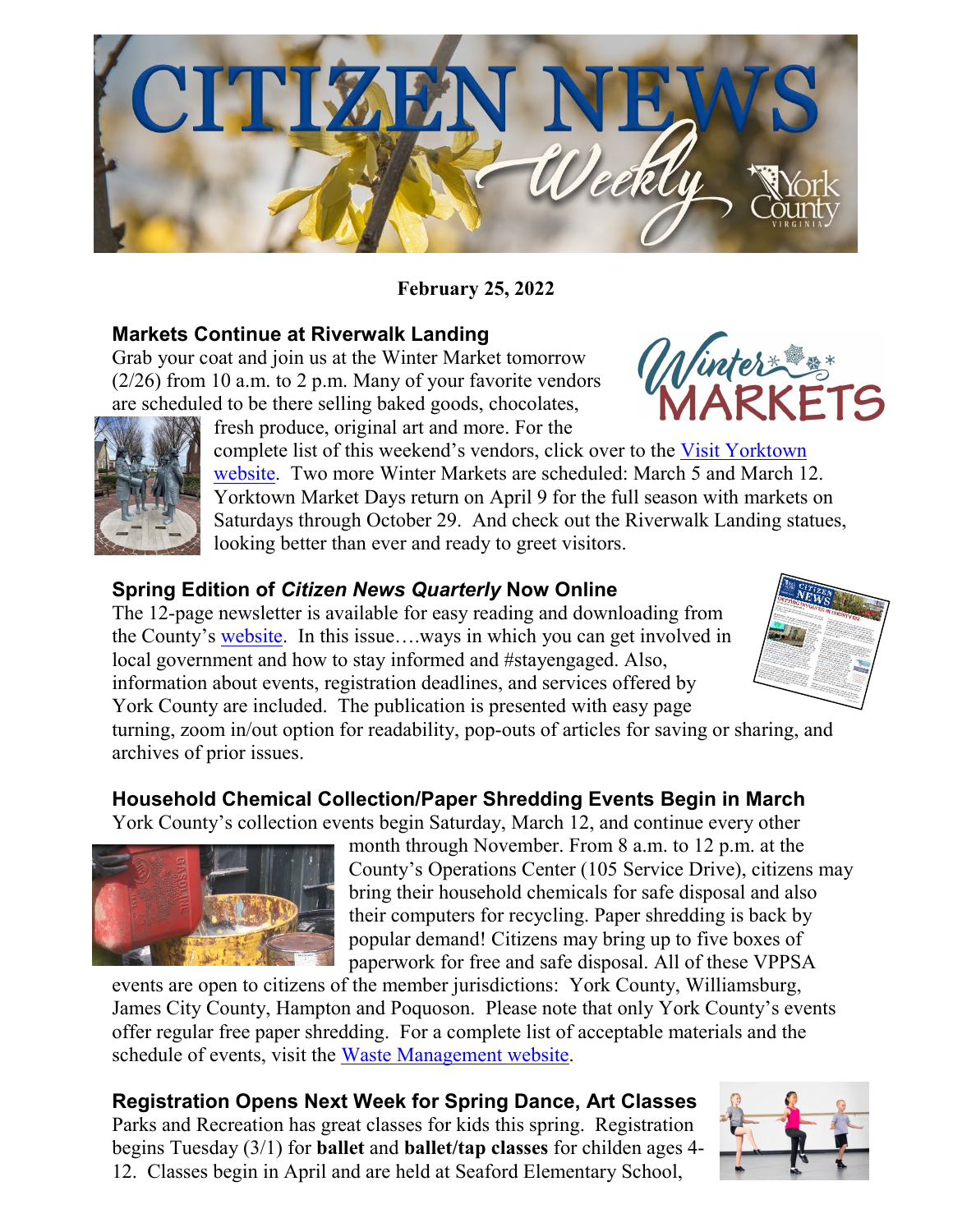# CITIZEN NEWS Weekly

**February 25, 2022**

## Markets Continue at Riverwalk Landing

Grab your coat and join us at the Winter Market tomorrow (2/26) from 10 a.m. to 2 p.m. Many of your favorite vendors are scheduled to be there selling baked goods, chocolates, fresh produce, original art and more. For the complete list of this weekend's vendors, click over to the Visit Yorktown website. Two more Winter Markets are scheduled: March 5 and March 12. Yorktown Market Days return on April 9 for the full season with markets on Saturdays through October 29. And check out the Riverwalk Landing statues, looking better than ever and ready to greet visitors.

## Spring Edition of *Citizen News Quarterly* Now Online

The 12-page newsletter is available for easy reading and downloading from the County's website. In this issue….ways in which you can get involved in local government and how to stay informed and #stayengaged. Also, information about events, registration deadlines, and services offered by York County are included. The publication is presented with easy page turning, zoom in/out option for readability, pop-outs of articles for saving or sharing, and archives of prior issues.

## Household Chemical Collection/Paper Shredding Events Begin in March

York County's collection events begin Saturday, March 12, and continue every other month through November. From 8 a.m. to 12 p.m. at the County's Operations Center (105 Service Drive), citizens may bring their household chemicals for safe disposal and also their computers for recycling. Paper shredding is back by popular demand! Citizens may bring up to five boxes of paperwork for free and safe disposal. All of these VPPSA events are open to citizens of the member jurisdictions: York County, Williamsburg, James City County, Hampton and Poquoson. Please note that only York County's events offer regular free paper shredding. For a complete list of acceptable materials and the schedule of events, visit the Waste Management website.

## Registration Opens Next Week for Spring Dance, Art Classes

Parks and Recreation has great classes for kids this spring. Registration begins Tuesday (3/1) for **ballet** and **ballet/tap classes** for childen ages 4-12. Classes begin in April and are held at Seaford Elementary School,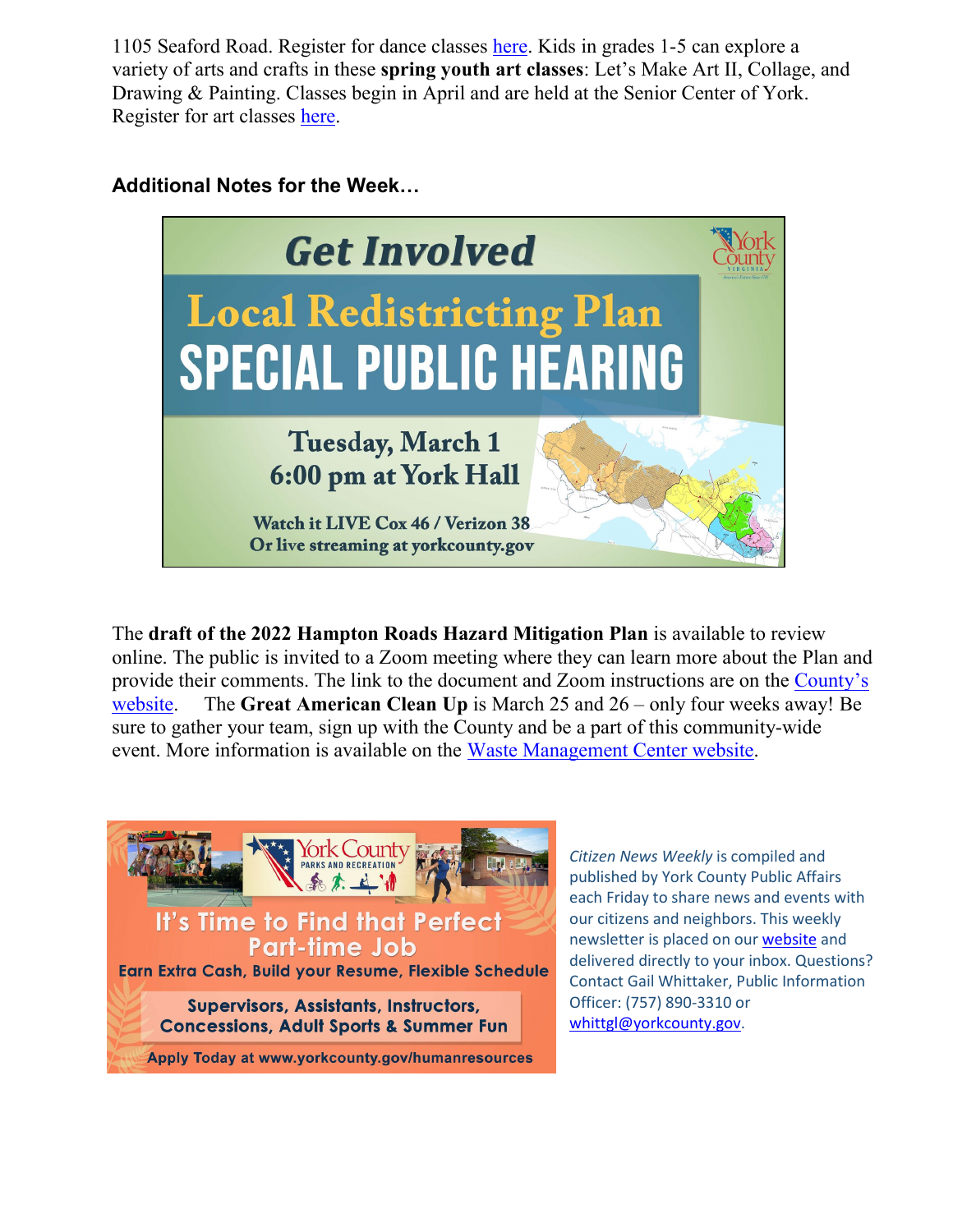1105 Seaford Road. Register for dance classes here. Kids in grades 1-5 can explore a variety of arts and crafts in these **spring youth art classes**: Let's Make Art II, Collage, and Drawing & Painting. Classes begin in April and are held at the Senior Center of York. Register for art classes here.

### Additional Notes for the Week…

Get Involved

Local Redistricting Plan

SPECIAL PUBLIC HEARING

Tuesday, March 1
6:00 pm at York Hall

Watch it LIVE Cox 46 / Verizon 38
Or live streaming at yorkcounty.gov

The **draft of the 2022 Hampton Roads Hazard Mitigation Plan** is available to review online. The public is invited to a Zoom meeting where they can learn more about the Plan and provide their comments. The link to the document and Zoom instructions are on the County's website. The **Great American Clean Up** is March 25 and 26 – only four weeks away! Be sure to gather your team, sign up with the County and be a part of this community-wide event. More information is available on the Waste Management Center website.

York County PARKS AND RECREATION

It's Time to Find that Perfect Part-time Job

Earn Extra Cash, Build your Resume, Flexible Schedule

Supervisors, Assistants, Instructors, Concessions, Adult Sports & Summer Fun

Apply Today at www.yorkcounty.gov/humanresources

*Citizen News Weekly* is compiled and published by York County Public Affairs each Friday to share news and events with our citizens and neighbors. This weekly newsletter is placed on our website and delivered directly to your inbox. Questions? Contact Gail Whittaker, Public Information Officer: (757) 890-3310 or whittgl@yorkcounty.gov.